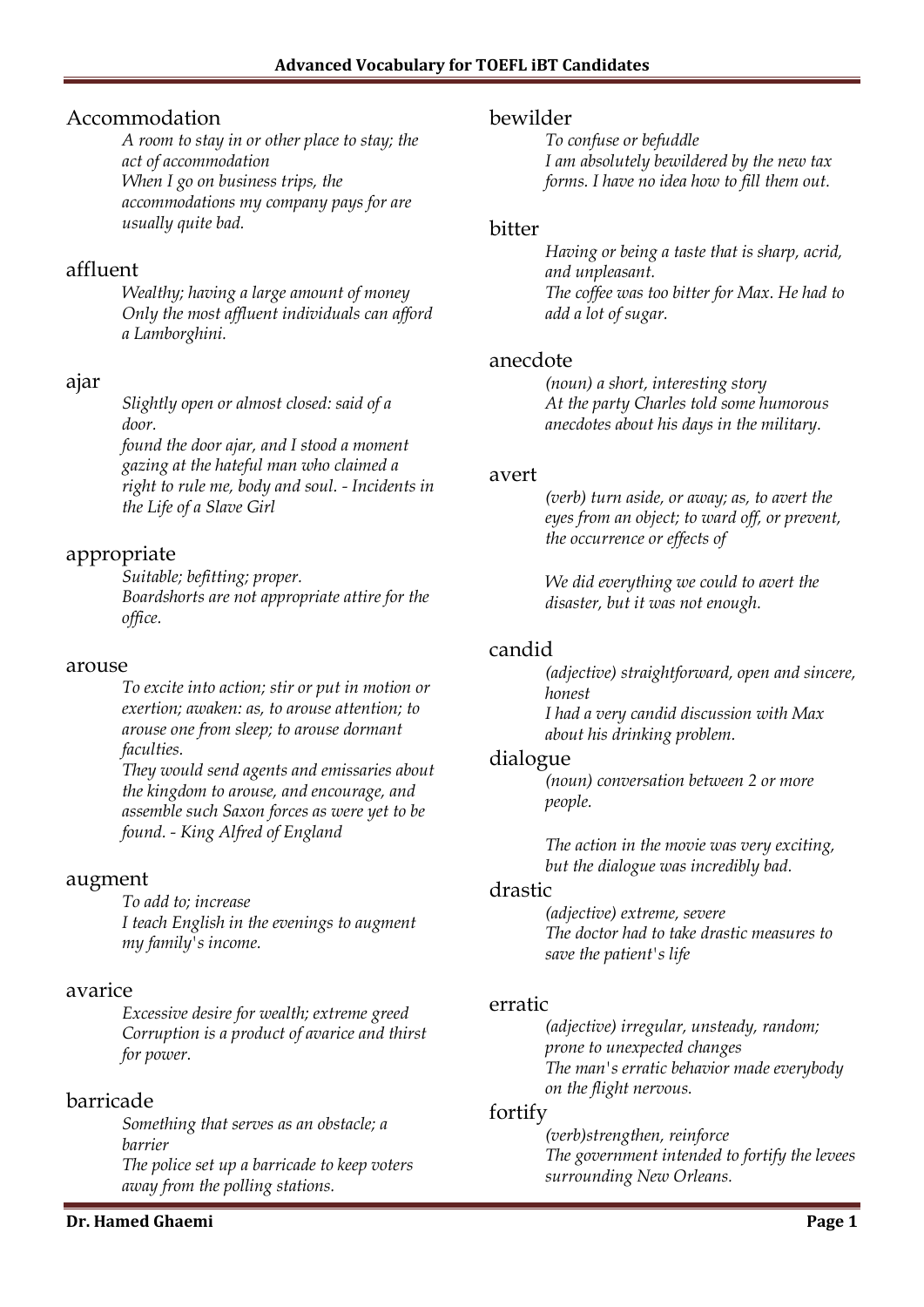## Accommodation

*A room to stay in or other place to stay; the act of accommodation*
*When I go on business trips, the accommodations my company pays for are usually quite bad.*

## affluent

*Wealthy; having a large amount of money*
*Only the most affluent individuals can afford a Lamborghini.*

## ajar

*Slightly open or almost closed: said of a door.*
*found the door ajar, and I stood a moment gazing at the hateful man who claimed a right to rule me, body and soul. - Incidents in the Life of a Slave Girl*

## appropriate

*Suitable; befitting; proper.*
*Boardshorts are not appropriate attire for the office.*

## arouse

*To excite into action; stir or put in motion or exertion; awaken: as, to arouse attention; to arouse one from sleep; to arouse dormant faculties.*
*They would send agents and emissaries about the kingdom to arouse, and encourage, and assemble such Saxon forces as were yet to be found. - King Alfred of England*

## augment

*To add to; increase*
*I teach English in the evenings to augment my family's income.*

## avarice

*Excessive desire for wealth; extreme greed*
*Corruption is a product of avarice and thirst for power.*

## barricade

*Something that serves as an obstacle; a barrier*
*The police set up a barricade to keep voters away from the polling stations.*

## bewilder

*To confuse or befuddle*
*I am absolutely bewildered by the new tax forms. I have no idea how to fill them out.*

## bitter

*Having or being a taste that is sharp, acrid, and unpleasant.*
*The coffee was too bitter for Max. He had to add a lot of sugar.*

## anecdote

*(noun) a short, interesting story*
*At the party Charles told some humorous anecdotes about his days in the military.*

## avert

*(verb) turn aside, or away; as, to avert the eyes from an object; to ward off, or prevent, the occurrence or effects of*

*We did everything we could to avert the disaster, but it was not enough.*

## candid

*(adjective) straightforward, open and sincere, honest*
*I had a very candid discussion with Max about his drinking problem.*

## dialogue

*(noun) conversation between 2 or more people.*

*The action in the movie was very exciting, but the dialogue was incredibly bad.*

## drastic

*(adjective) extreme, severe*
*The doctor had to take drastic measures to save the patient's life*

## erratic

*(adjective) irregular, unsteady, random; prone to unexpected changes*
*The man's erratic behavior made everybody on the flight nervous.*

## fortify

*(verb)strengthen, reinforce*
*The government intended to fortify the levees surrounding New Orleans.*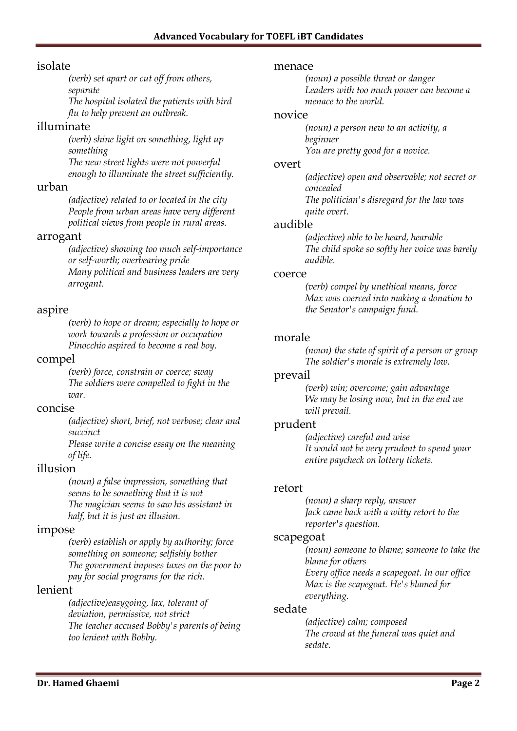isolate

*(verb) set apart or cut off from others, separate*
*The hospital isolated the patients with bird flu to help prevent an outbreak.*

illuminate

*(verb) shine light on something, light up something*
*The new street lights were not powerful enough to illuminate the street sufficiently.*

urban

*(adjective) related to or located in the city*
*People from urban areas have very different political views from people in rural areas.*

arrogant

*(adjective) showing too much self-importance or self-worth; overbearing pride*
*Many political and business leaders are very arrogant.*

aspire

*(verb) to hope or dream; especially to hope or work towards a profession or occupation*
*Pinocchio aspired to become a real boy.*

compel

*(verb) force, constrain or coerce; sway*
*The soldiers were compelled to fight in the war.*

concise

*(adjective) short, brief, not verbose; clear and succinct*
*Please write a concise essay on the meaning of life.*

illusion

*(noun) a false impression, something that seems to be something that it is not*
*The magician seems to saw his assistant in half, but it is just an illusion.*

impose

*(verb) establish or apply by authority; force something on someone; selfishly bother*
*The government imposes taxes on the poor to pay for social programs for the rich.*

lenient

*(adjective)easygoing, lax, tolerant of deviation, permissive, not strict*
*The teacher accused Bobby's parents of being too lenient with Bobby.*

menace

*(noun) a possible threat or danger*
*Leaders with too much power can become a menace to the world.*

novice

*(noun) a person new to an activity, a beginner*
*You are pretty good for a novice.*

overt

*(adjective) open and observable; not secret or concealed*
*The politician's disregard for the law was quite overt.*

audible

*(adjective) able to be heard, hearable*
*The child spoke so softly her voice was barely audible.*

coerce

*(verb) compel by unethical means, force*
*Max was coerced into making a donation to the Senator's campaign fund.*

morale

*(noun) the state of spirit of a person or group*
*The soldier's morale is extremely low.*

prevail

*(verb) win; overcome; gain advantage*
*We may be losing now, but in the end we will prevail.*

prudent

*(adjective) careful and wise*
*It would not be very prudent to spend your entire paycheck on lottery tickets.*

retort

*(noun) a sharp reply, answer*
*Jack came back with a witty retort to the reporter's question.*

scapegoat

*(noun) someone to blame; someone to take the blame for others*
*Every office needs a scapegoat. In our office Max is the scapegoat. He's blamed for everything.*

sedate

*(adjective) calm; composed*
*The crowd at the funeral was quiet and sedate.*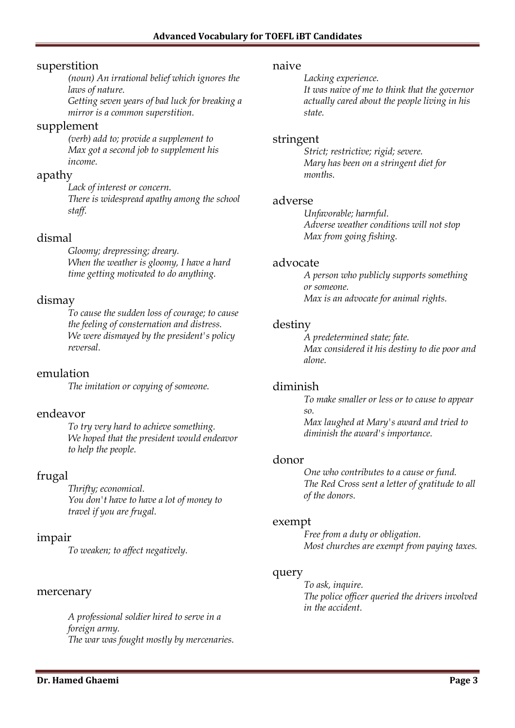## superstition

*(noun) An irrational belief which ignores the laws of nature.*
*Getting seven years of bad luck for breaking a mirror is a common superstition.*

## supplement

*(verb) add to; provide a supplement to*
*Max got a second job to supplement his income.*

## apathy

*Lack of interest or concern.*
*There is widespread apathy among the school staff.*

## dismal

*Gloomy; drepressing; dreary.*
*When the weather is gloomy, I have a hard time getting motivated to do anything.*

## dismay

*To cause the sudden loss of courage; to cause the feeling of consternation and distress.*
*We were dismayed by the president's policy reversal.*

## emulation

*The imitation or copying of someone.*

## endeavor

*To try very hard to achieve something.*
*We hoped that the president would endeavor to help the people.*

## frugal

*Thrifty; economical.*
*You don't have to have a lot of money to travel if you are frugal.*

## impair

*To weaken; to affect negatively.*

## mercenary

*A professional soldier hired to serve in a foreign army.*
*The war was fought mostly by mercenaries.*

## naive

*Lacking experience.*
*It was naive of me to think that the governor actually cared about the people living in his state.*

## stringent

*Strict; restrictive; rigid; severe.*
*Mary has been on a stringent diet for months.*

## adverse

*Unfavorable; harmful.*
*Adverse weather conditions will not stop Max from going fishing.*

## advocate

*A person who publicly supports something or someone.*
*Max is an advocate for animal rights.*

## destiny

*A predetermined state; fate.*
*Max considered it his destiny to die poor and alone.*

## diminish

*To make smaller or less or to cause to appear so.*
*Max laughed at Mary's award and tried to diminish the award's importance.*

## donor

*One who contributes to a cause or fund.*
*The Red Cross sent a letter of gratitude to all of the donors.*

## exempt

*Free from a duty or obligation.*
*Most churches are exempt from paying taxes.*

## query

*To ask, inquire.*
*The police officer queried the drivers involved in the accident.*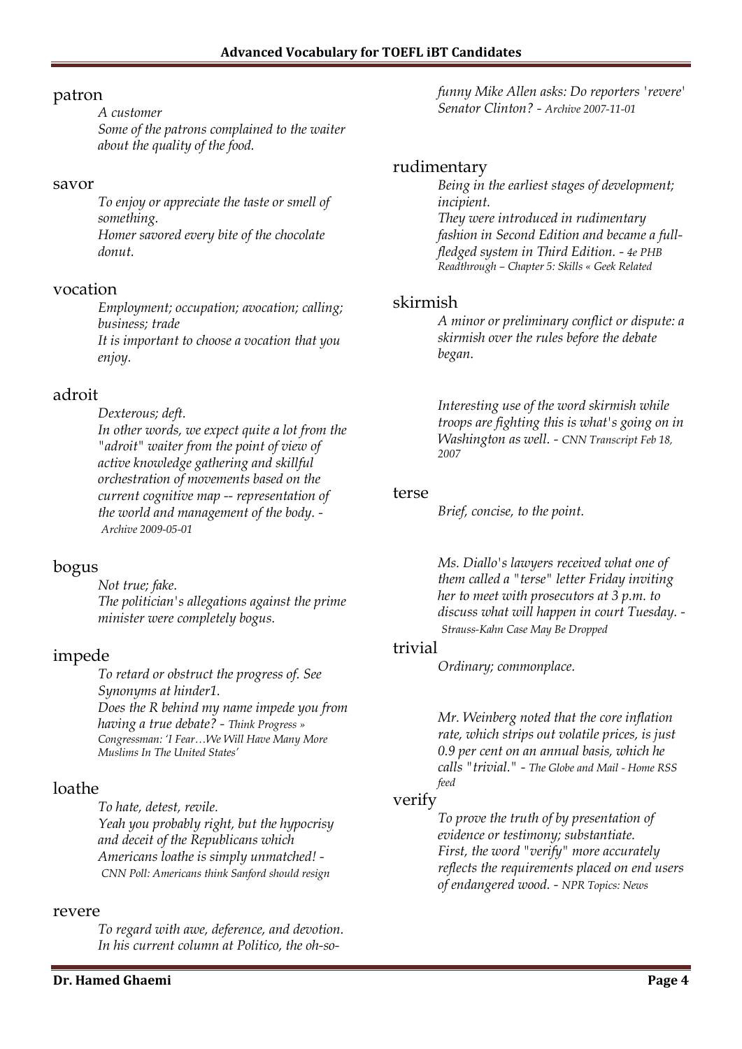## patron

*A customer*
*Some of the patrons complained to the waiter about the quality of the food.*

## savor

*To enjoy or appreciate the taste or smell of something.*
*Homer savored every bite of the chocolate donut.*

## vocation

*Employment; occupation; avocation; calling; business; trade*
*It is important to choose a vocation that you enjoy.*

## adroit

*Dexterous; deft.*
*In other words, we expect quite a lot from the "adroit" waiter from the point of view of active knowledge gathering and skillful orchestration of movements based on the current cognitive map -- representation of the world and management of the body. - Archive 2009-05-01*

## bogus

*Not true; fake.*
*The politician's allegations against the prime minister were completely bogus.*

## impede

*To retard or obstruct the progress of. See Synonyms at hinder1.*
*Does the R behind my name impede you from having a true debate? - Think Progress » Congressman: 'I Fear…We Will Have Many More Muslims In The United States'*

## loathe

*To hate, detest, revile.*
*Yeah you probably right, but the hypocrisy and deceit of the Republicans which Americans loathe is simply unmatched! - CNN Poll: Americans think Sanford should resign*

## revere

*To regard with awe, deference, and devotion.*
*In his current column at Politico, the oh-so-funny Mike Allen asks: Do reporters 'revere' Senator Clinton? - Archive 2007-11-01*

## rudimentary

*Being in the earliest stages of development; incipient.*
*They were introduced in rudimentary fashion in Second Edition and became a full-fledged system in Third Edition. - 4e PHB Readthrough – Chapter 5: Skills « Geek Related*

## skirmish

*A minor or preliminary conflict or dispute: a skirmish over the rules before the debate began.*

*Interesting use of the word skirmish while troops are fighting this is what's going on in Washington as well. - CNN Transcript Feb 18, 2007*

## terse

*Brief, concise, to the point.*

*Ms. Diallo's lawyers received what one of them called a "terse" letter Friday inviting her to meet with prosecutors at 3 p.m. to discuss what will happen in court Tuesday. - Strauss-Kahn Case May Be Dropped*

## trivial

*Ordinary; commonplace.*

*Mr. Weinberg noted that the core inflation rate, which strips out volatile prices, is just 0.9 per cent on an annual basis, which he calls "trivial." - The Globe and Mail - Home RSS feed*

## verify

*To prove the truth of by presentation of evidence or testimony; substantiate.*
*First, the word "verify" more accurately reflects the requirements placed on end users of endangered wood. - NPR Topics: News*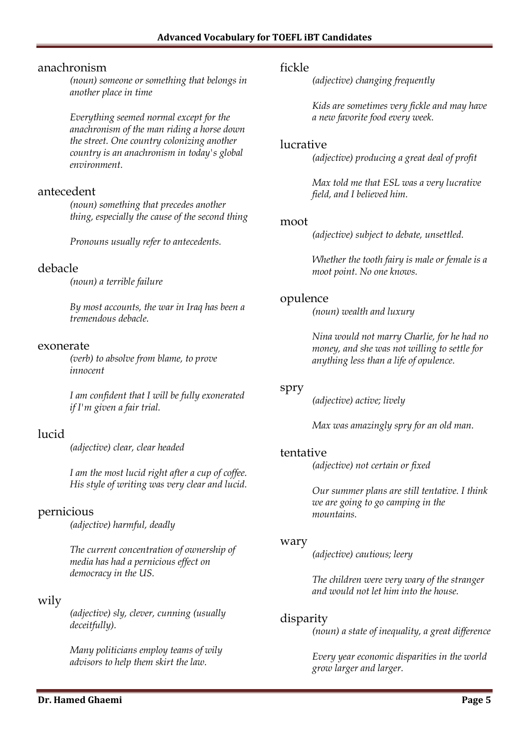### anachronism

*(noun) someone or something that belongs in another place in time*

*Everything seemed normal except for the anachronism of the man riding a horse down the street. One country colonizing another country is an anachronism in today's global environment.*

### antecedent

*(noun) something that precedes another thing, especially the cause of the second thing*

*Pronouns usually refer to antecedents.*

### debacle

*(noun) a terrible failure*

*By most accounts, the war in Iraq has been a tremendous debacle.*

### exonerate

*(verb) to absolve from blame, to prove innocent*

*I am confident that I will be fully exonerated if I'm given a fair trial.*

### lucid

*(adjective) clear, clear headed*

*I am the most lucid right after a cup of coffee. His style of writing was very clear and lucid.*

### pernicious

*(adjective) harmful, deadly*

*The current concentration of ownership of media has had a pernicious effect on democracy in the US.*

### wily

*(adjective) sly, clever, cunning (usually deceitfully).*

*Many politicians employ teams of wily advisors to help them skirt the law.*

### fickle

*(adjective) changing frequently*

*Kids are sometimes very fickle and may have a new favorite food every week.*

### lucrative

*(adjective) producing a great deal of profit*

*Max told me that ESL was a very lucrative field, and I believed him.*

### moot

*(adjective) subject to debate, unsettled.*

*Whether the tooth fairy is male or female is a moot point. No one knows.*

### opulence

*(noun) wealth and luxury*

*Nina would not marry Charlie, for he had no money, and she was not willing to settle for anything less than a life of opulence.*

### spry

*(adjective) active; lively*

*Max was amazingly spry for an old man.*

### tentative

*(adjective) not certain or fixed*

*Our summer plans are still tentative. I think we are going to go camping in the mountains.*

### wary

*(adjective) cautious; leery*

*The children were very wary of the stranger and would not let him into the house.*

### disparity

*(noun) a state of inequality, a great difference*

*Every year economic disparities in the world grow larger and larger.*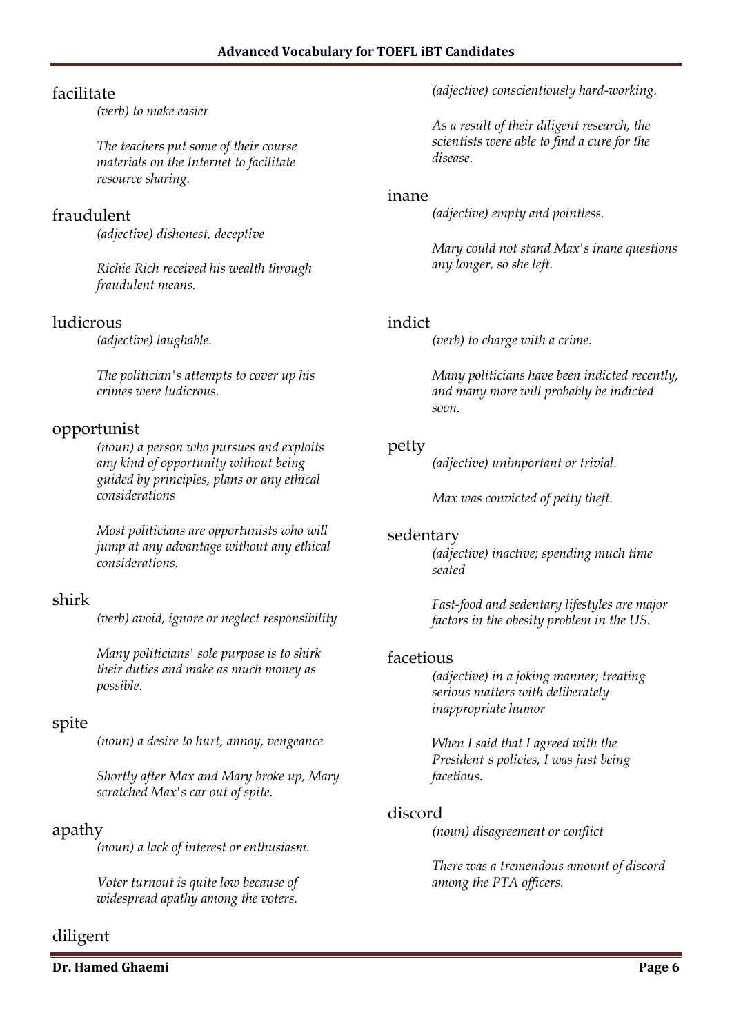## facilitate

*(verb) to make easier*

*The teachers put some of their course materials on the Internet to facilitate resource sharing.*

## fraudulent

*(adjective) dishonest, deceptive*

*Richie Rich received his wealth through fraudulent means.*

## ludicrous

*(adjective) laughable.*

*The politician's attempts to cover up his crimes were ludicrous.*

## opportunist

*(noun) a person who pursues and exploits any kind of opportunity without being guided by principles, plans or any ethical considerations*

*Most politicians are opportunists who will jump at any advantage without any ethical considerations.*

## shirk

*(verb) avoid, ignore or neglect responsibility*

*Many politicians' sole purpose is to shirk their duties and make as much money as possible.*

## spite

*(noun) a desire to hurt, annoy, vengeance*

*Shortly after Max and Mary broke up, Mary scratched Max's car out of spite.*

## apathy

*(noun) a lack of interest or enthusiasm.*

*Voter turnout is quite low because of widespread apathy among the voters.*

## diligent

*(adjective) conscientiously hard-working.*

*As a result of their diligent research, the scientists were able to find a cure for the disease.*

## inane

*(adjective) empty and pointless.*

*Mary could not stand Max's inane questions any longer, so she left.*

## indict

*(verb) to charge with a crime.*

*Many politicians have been indicted recently, and many more will probably be indicted soon.*

## petty

*(adjective) unimportant or trivial.*

*Max was convicted of petty theft.*

## sedentary

*(adjective) inactive; spending much time seated*

*Fast-food and sedentary lifestyles are major factors in the obesity problem in the US.*

## facetious

*(adjective) in a joking manner; treating serious matters with deliberately inappropriate humor*

*When I said that I agreed with the President's policies, I was just being facetious.*

## discord

*(noun) disagreement or conflict*

*There was a tremendous amount of discord among the PTA officers.*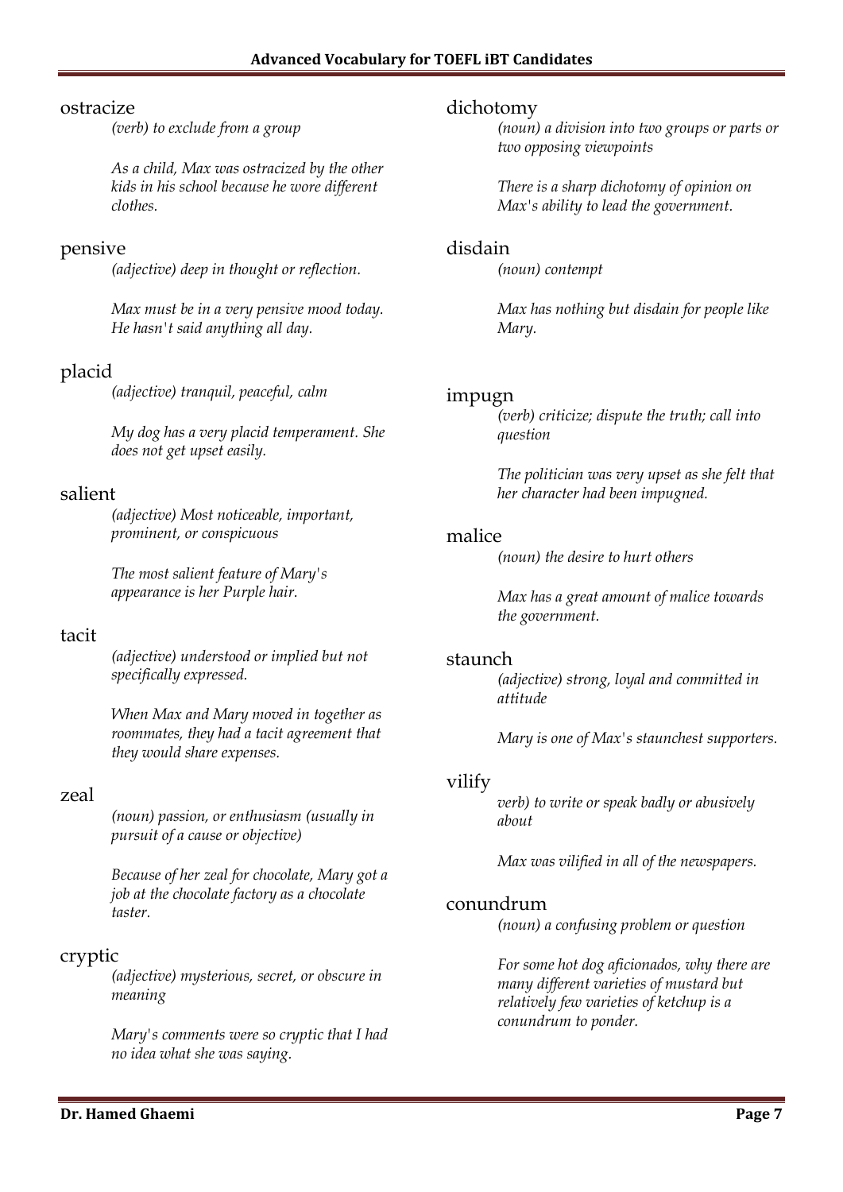ostracize

*(verb) to exclude from a group*

*As a child, Max was ostracized by the other kids in his school because he wore different clothes.*

pensive

*(adjective) deep in thought or reflection.*

*Max must be in a very pensive mood today. He hasn't said anything all day.*

placid

*(adjective) tranquil, peaceful, calm*

*My dog has a very placid temperament. She does not get upset easily.*

salient

*(adjective) Most noticeable, important, prominent, or conspicuous*

*The most salient feature of Mary's appearance is her Purple hair.*

tacit

*(adjective) understood or implied but not specifically expressed.*

*When Max and Mary moved in together as roommates, they had a tacit agreement that they would share expenses.*

zeal

*(noun) passion, or enthusiasm (usually in pursuit of a cause or objective)*

*Because of her zeal for chocolate, Mary got a job at the chocolate factory as a chocolate taster.*

cryptic

*(adjective) mysterious, secret, or obscure in meaning*

*Mary's comments were so cryptic that I had no idea what she was saying.*

dichotomy

*(noun) a division into two groups or parts or two opposing viewpoints*

*There is a sharp dichotomy of opinion on Max's ability to lead the government.*

disdain

*(noun) contempt*

*Max has nothing but disdain for people like Mary.*

impugn

*(verb) criticize; dispute the truth; call into question*

*The politician was very upset as she felt that her character had been impugned.*

malice

*(noun) the desire to hurt others*

*Max has a great amount of malice towards the government.*

staunch

*(adjective) strong, loyal and committed in attitude*

*Mary is one of Max's staunchest supporters.*

vilify

*verb) to write or speak badly or abusively about*

*Max was vilified in all of the newspapers.*

conundrum

*(noun) a confusing problem or question*

*For some hot dog aficionados, why there are many different varieties of mustard but relatively few varieties of ketchup is a conundrum to ponder.*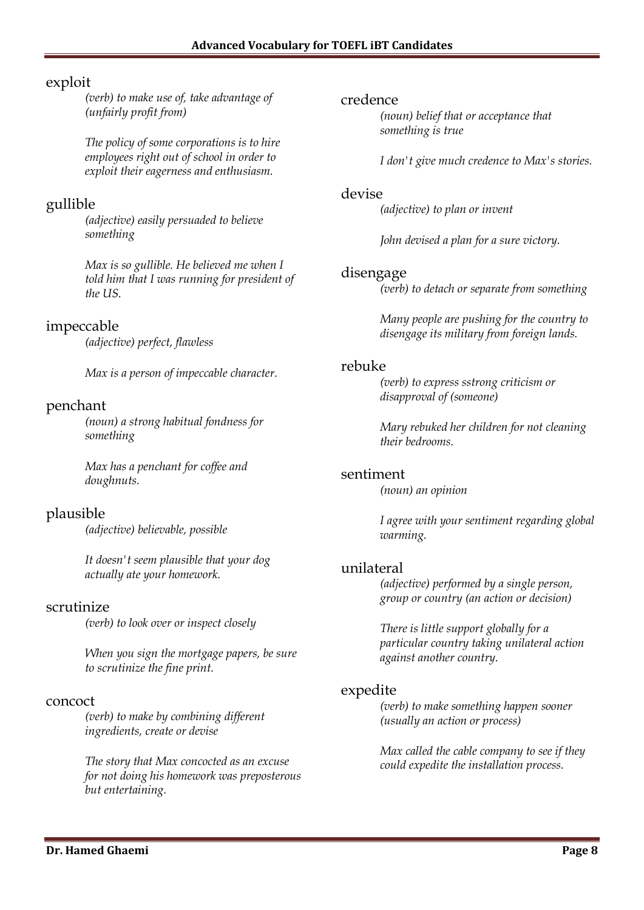exploit

*(verb) to make use of, take advantage of (unfairly profit from)*

*The policy of some corporations is to hire employees right out of school in order to exploit their eagerness and enthusiasm.*

gullible

*(adjective) easily persuaded to believe something*

*Max is so gullible. He believed me when I told him that I was running for president of the US.*

impeccable

*(adjective) perfect, flawless*

*Max is a person of impeccable character.*

penchant

*(noun) a strong habitual fondness for something*

*Max has a penchant for coffee and doughnuts.*

plausible

*(adjective) believable, possible*

*It doesn't seem plausible that your dog actually ate your homework.*

scrutinize

*(verb) to look over or inspect closely*

*When you sign the mortgage papers, be sure to scrutinize the fine print.*

concoct

*(verb) to make by combining different ingredients, create or devise*

*The story that Max concocted as an excuse for not doing his homework was preposterous but entertaining.*

credence

*(noun) belief that or acceptance that something is true*

*I don't give much credence to Max's stories.*

devise

*(adjective) to plan or invent*

*John devised a plan for a sure victory.*

disengage

*(verb) to detach or separate from something*

*Many people are pushing for the country to disengage its military from foreign lands.*

rebuke

*(verb) to express sstrong criticism or disapproval of (someone)*

*Mary rebuked her children for not cleaning their bedrooms.*

sentiment

*(noun) an opinion*

*I agree with your sentiment regarding global warming.*

unilateral

*(adjective) performed by a single person, group or country (an action or decision)*

*There is little support globally for a particular country taking unilateral action against another country.*

expedite

*(verb) to make something happen sooner (usually an action or process)*

*Max called the cable company to see if they could expedite the installation process.*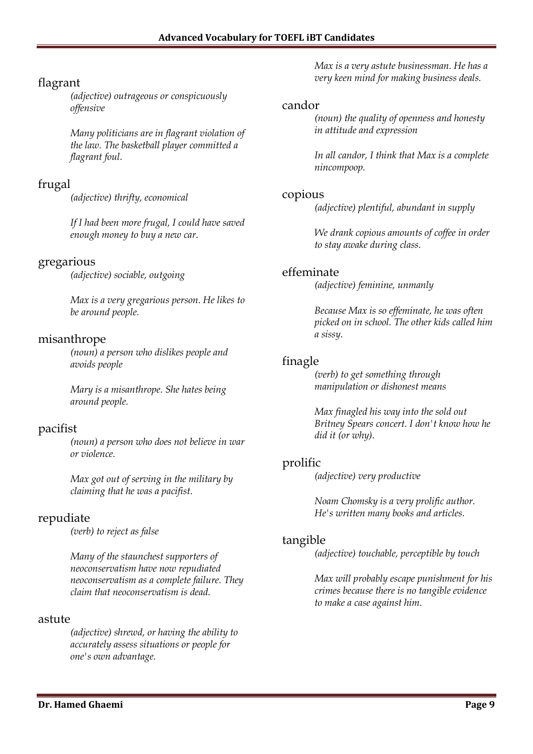## flagrant

*(adjective) outrageous or conspicuously offensive*

*Many politicians are in flagrant violation of the law. The basketball player committed a flagrant foul.*

## frugal

*(adjective) thrifty, economical*

*If I had been more frugal, I could have saved enough money to buy a new car.*

## gregarious

*(adjective) sociable, outgoing*

*Max is a very gregarious person. He likes to be around people.*

## misanthrope

*(noun) a person who dislikes people and avoids people*

*Mary is a misanthrope. She hates being around people.*

## pacifist

*(noun) a person who does not believe in war or violence.*

*Max got out of serving in the military by claiming that he was a pacifist.*

## repudiate

*(verb) to reject as false*

*Many of the staunchest supporters of neoconservatism have now repudiated neoconservatism as a complete failure. They claim that neoconservatism is dead.*

## astute

*(adjective) shrewd, or having the ability to accurately assess situations or people for one's own advantage.*

*Max is a very astute businessman. He has a very keen mind for making business deals.*

## candor

*(noun) the quality of openness and honesty in attitude and expression*

*In all candor, I think that Max is a complete nincompoop.*

## copious

*(adjective) plentiful, abundant in supply*

*We drank copious amounts of coffee in order to stay awake during class.*

## effeminate

*(adjective) feminine, unmanly*

*Because Max is so effeminate, he was often picked on in school. The other kids called him a sissy.*

## finagle

*(verb) to get something through manipulation or dishonest means*

*Max finagled his way into the sold out Britney Spears concert. I don't know how he did it (or why).*

## prolific

*(adjective) very productive*

*Noam Chomsky is a very prolific author. He's written many books and articles.*

## tangible

*(adjective) touchable, perceptible by touch*

*Max will probably escape punishment for his crimes because there is no tangible evidence to make a case against him.*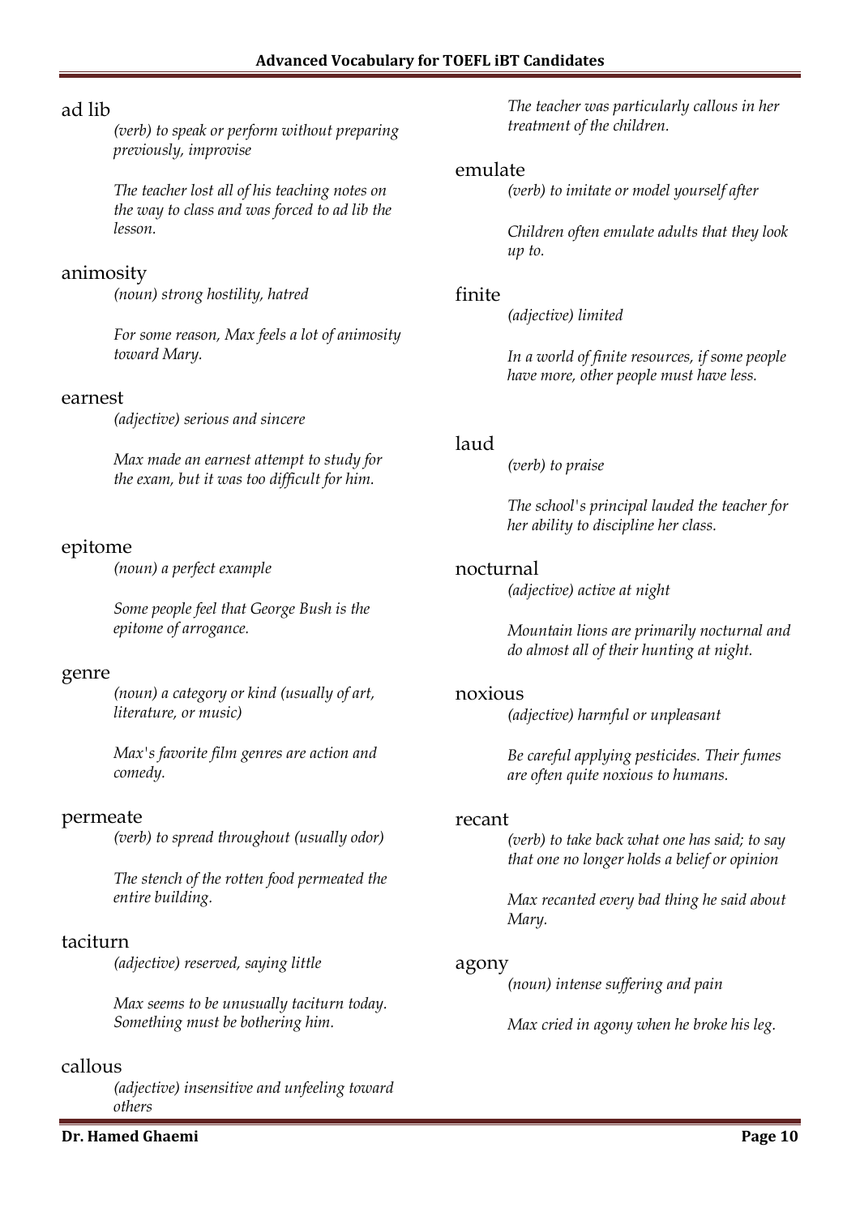ad lib

*(verb) to speak or perform without preparing previously, improvise*

*The teacher lost all of his teaching notes on the way to class and was forced to ad lib the lesson.*

animosity

*(noun) strong hostility, hatred*

*For some reason, Max feels a lot of animosity toward Mary.*

earnest

*(adjective) serious and sincere*

*Max made an earnest attempt to study for the exam, but it was too difficult for him.*

epitome

*(noun) a perfect example*

*Some people feel that George Bush is the epitome of arrogance.*

genre

*(noun) a category or kind (usually of art, literature, or music)*

*Max's favorite film genres are action and comedy.*

permeate

*(verb) to spread throughout (usually odor)*

*The stench of the rotten food permeated the entire building.*

taciturn

*(adjective) reserved, saying little*

*Max seems to be unusually taciturn today. Something must be bothering him.*

callous

*(adjective) insensitive and unfeeling toward others*

*The teacher was particularly callous in her treatment of the children.*

emulate

*(verb) to imitate or model yourself after*

*Children often emulate adults that they look up to.*

finite

*(adjective) limited*

*In a world of finite resources, if some people have more, other people must have less.*

laud

*(verb) to praise*

*The school's principal lauded the teacher for her ability to discipline her class.*

nocturnal

*(adjective) active at night*

*Mountain lions are primarily nocturnal and do almost all of their hunting at night.*

noxious

*(adjective) harmful or unpleasant*

*Be careful applying pesticides. Their fumes are often quite noxious to humans.*

recant

*(verb) to take back what one has said; to say that one no longer holds a belief or opinion*

*Max recanted every bad thing he said about Mary.*

agony

*(noun) intense suffering and pain*

*Max cried in agony when he broke his leg.*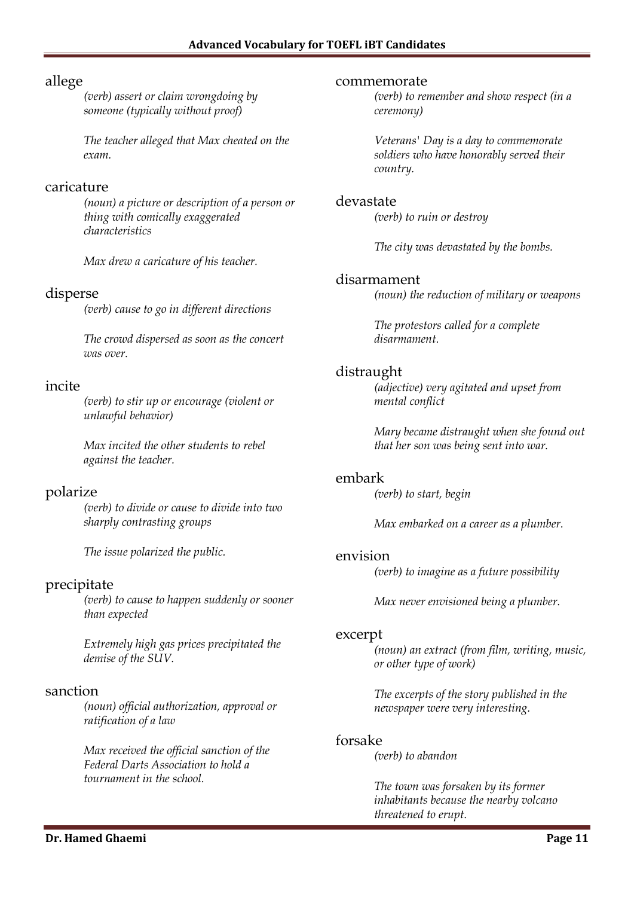allege

*(verb) assert or claim wrongdoing by someone (typically without proof)*

*The teacher alleged that Max cheated on the exam.*

caricature

*(noun) a picture or description of a person or thing with comically exaggerated characteristics*

*Max drew a caricature of his teacher.*

disperse

*(verb) cause to go in different directions*

*The crowd dispersed as soon as the concert was over.*

incite

*(verb) to stir up or encourage (violent or unlawful behavior)*

*Max incited the other students to rebel against the teacher.*

polarize

*(verb) to divide or cause to divide into two sharply contrasting groups*

*The issue polarized the public.*

precipitate

*(verb) to cause to happen suddenly or sooner than expected*

*Extremely high gas prices precipitated the demise of the SUV.*

sanction

*(noun) official authorization, approval or ratification of a law*

*Max received the official sanction of the Federal Darts Association to hold a tournament in the school.*

commemorate

*(verb) to remember and show respect (in a ceremony)*

*Veterans' Day is a day to commemorate soldiers who have honorably served their country.*

devastate

*(verb) to ruin or destroy*

*The city was devastated by the bombs.*

disarmament

*(noun) the reduction of military or weapons*

*The protestors called for a complete disarmament.*

distraught

*(adjective) very agitated and upset from mental conflict*

*Mary became distraught when she found out that her son was being sent into war.*

embark

*(verb) to start, begin*

*Max embarked on a career as a plumber.*

envision

*(verb) to imagine as a future possibility*

*Max never envisioned being a plumber.*

excerpt

*(noun) an extract (from film, writing, music, or other type of work)*

*The excerpts of the story published in the newspaper were very interesting.*

forsake

*(verb) to abandon*

*The town was forsaken by its former inhabitants because the nearby volcano threatened to erupt.*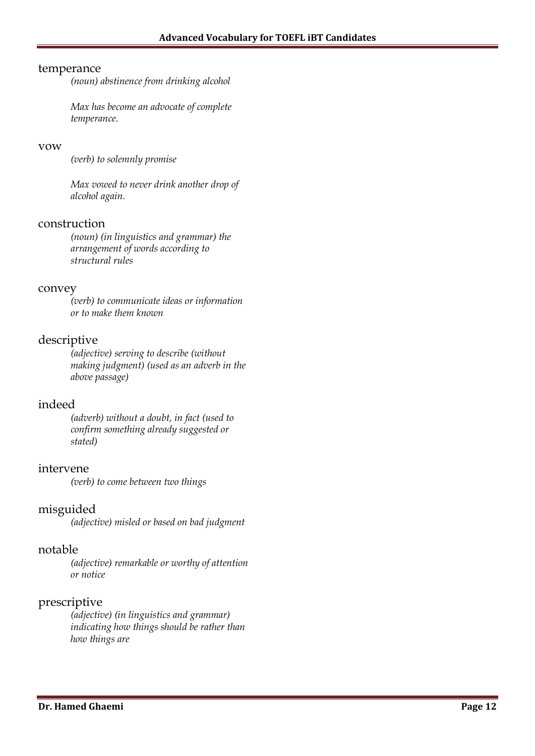temperance

*(noun) abstinence from drinking alcohol*

*Max has become an advocate of complete temperance.*

vow

*(verb) to solemnly promise*

*Max vowed to never drink another drop of alcohol again.*

construction

*(noun) (in linguistics and grammar) the arrangement of words according to structural rules*

convey

*(verb) to communicate ideas or information or to make them known*

descriptive

*(adjective) serving to describe (without making judgment) (used as an adverb in the above passage)*

indeed

*(adverb) without a doubt, in fact (used to confirm something already suggested or stated)*

intervene

*(verb) to come between two things*

misguided

*(adjective) misled or based on bad judgment*

notable

*(adjective) remarkable or worthy of attention or notice*

prescriptive

*(adjective) (in linguistics and grammar) indicating how things should be rather than how things are*